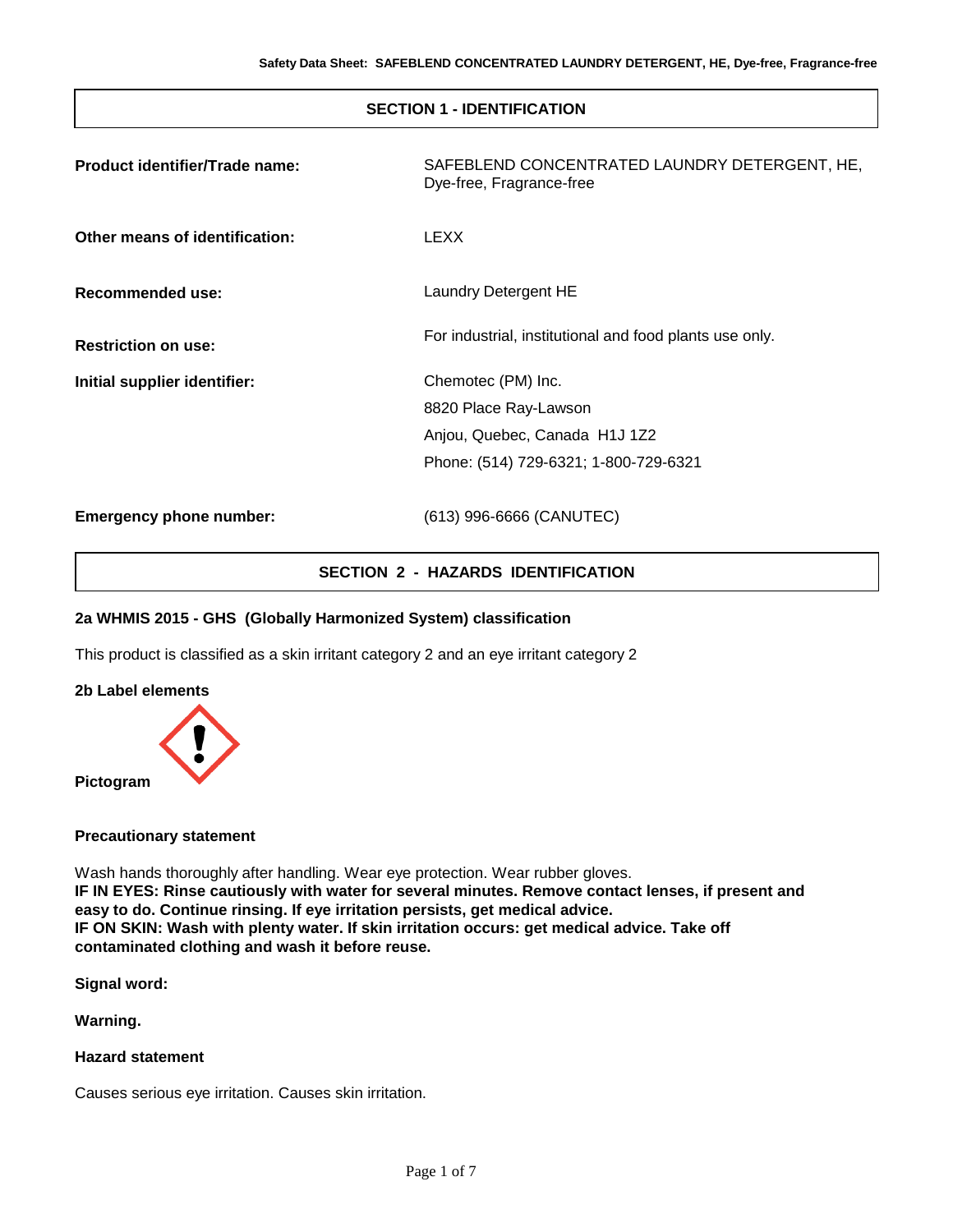## SECTION 1 - IDENTIFICATION

**Product identifier/Trade name:** SAFEBLEND CONCENTRATED LAUNDRY DETERGENT, HE, Dye-free, Fragrance-free

**Other means of identification:** LEXX

**Recommended use:** Laundry Detergent HE

**Restriction on use:** For industrial, institutional and food plants use only.

**Initial supplier identifier:** Chemotec (PM) Inc.
8820 Place Ray-Lawson
Anjou, Quebec, Canada H1J 1Z2
Phone: (514) 729-6321; 1-800-729-6321

**Emergency phone number:** (613) 996-6666 (CANUTEC)

## SECTION 2 - HAZARDS IDENTIFICATION

### 2a WHMIS 2015 - GHS (Globally Harmonized System) classification

This product is classified as a skin irritant category 2 and an eye irritant category 2

### 2b Label elements

**Pictogram**

**Precautionary statement**

Wash hands thoroughly after handling. Wear eye protection. Wear rubber gloves.
**IF IN EYES: Rinse cautiously with water for several minutes. Remove contact lenses, if present and easy to do. Continue rinsing. If eye irritation persists, get medical advice.**
**IF ON SKIN: Wash with plenty water. If skin irritation occurs: get medical advice. Take off contaminated clothing and wash it before reuse.**

**Signal word:**

**Warning.**

**Hazard statement**

Causes serious eye irritation. Causes skin irritation.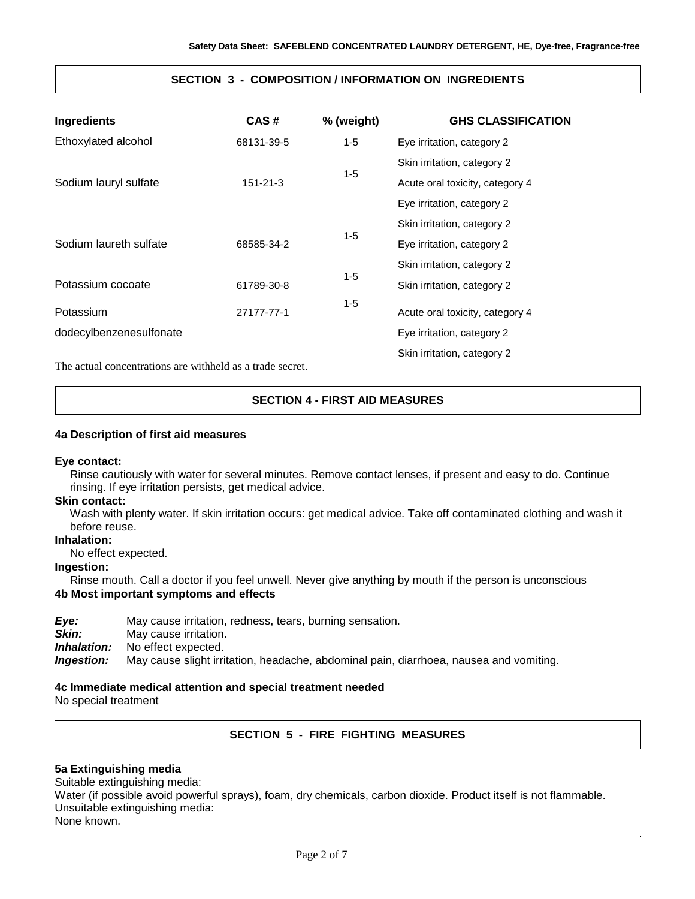## SECTION 3 - COMPOSITION / INFORMATION ON INGREDIENTS

| Ingredients | CAS # | % (weight) | GHS CLASSIFICATION |
|---|---|---|---|
| Ethoxylated alcohol | 68131-39-5 | 1-5 | Eye irritation, category 2<br>Skin irritation, category 2 |
| Sodium lauryl sulfate | 151-21-3 | 1-5 | Acute oral toxicity, category 4<br>Eye irritation, category 2<br>Skin irritation, category 2 |
| Sodium laureth sulfate | 68585-34-2 | 1-5 | Eye irritation, category 2<br>Skin irritation, category 2 |
| Potassium cocoate | 61789-30-8 | 1-5 | Skin irritation, category 2 |
| Potassium dodecylbenzenesulfonate | 27177-77-1 | 1-5 | Acute oral toxicity, category 4<br>Eye irritation, category 2<br>Skin irritation, category 2 |

The actual concentrations are withheld as a trade secret.

## SECTION 4 - FIRST AID MEASURES

### 4a Description of first aid measures

**Eye contact:**
Rinse cautiously with water for several minutes. Remove contact lenses, if present and easy to do. Continue rinsing. If eye irritation persists, get medical advice.

**Skin contact:**
Wash with plenty water. If skin irritation occurs: get medical advice. Take off contaminated clothing and wash it before reuse.

**Inhalation:**
No effect expected.

**Ingestion:**
Rinse mouth. Call a doctor if you feel unwell. Never give anything by mouth if the person is unconscious

### 4b Most important symptoms and effects

***Eye:*** May cause irritation, redness, tears, burning sensation.
***Skin:*** May cause irritation.
***Inhalation:*** No effect expected.
***Ingestion:*** May cause slight irritation, headache, abdominal pain, diarrhoea, nausea and vomiting.

### 4c Immediate medical attention and special treatment needed

No special treatment

## SECTION 5 - FIRE FIGHTING MEASURES

### 5a Extinguishing media

Suitable extinguishing media:
Water (if possible avoid powerful sprays), foam, dry chemicals, carbon dioxide. Product itself is not flammable.
Unsuitable extinguishing media:
None known.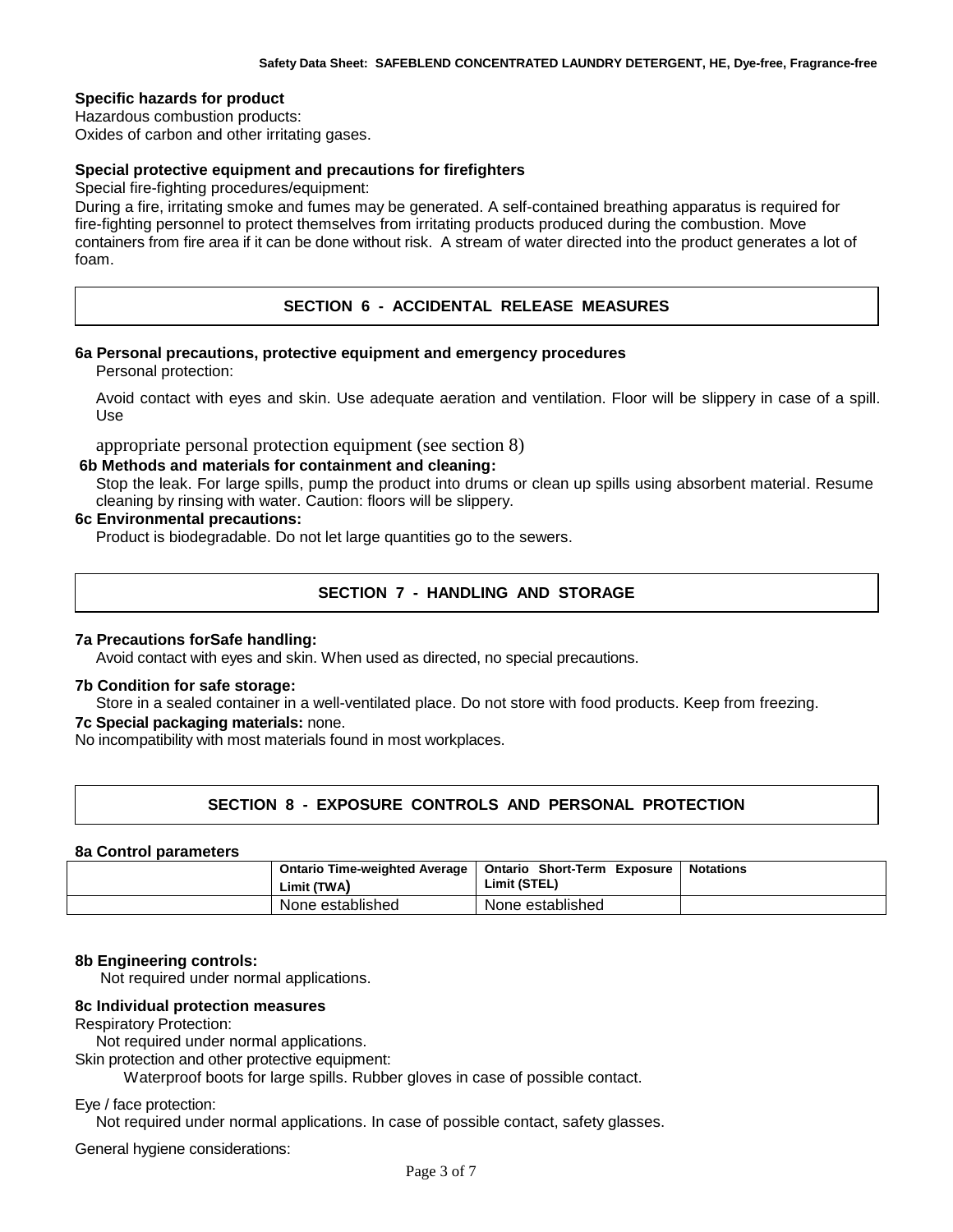**Specific hazards for product**

Hazardous combustion products:
Oxides of carbon and other irritating gases.

**Special protective equipment and precautions for firefighters**

Special fire-fighting procedures/equipment:
During a fire, irritating smoke and fumes may be generated. A self-contained breathing apparatus is required for fire-fighting personnel to protect themselves from irritating products produced during the combustion. Move containers from fire area if it can be done without risk. A stream of water directed into the product generates a lot of foam.

## SECTION 6 - ACCIDENTAL RELEASE MEASURES

**6a Personal precautions, protective equipment and emergency procedures**

Personal protection:

Avoid contact with eyes and skin. Use adequate aeration and ventilation. Floor will be slippery in case of a spill. Use

appropriate personal protection equipment (see section 8)

**6b Methods and materials for containment and cleaning:**

Stop the leak. For large spills, pump the product into drums or clean up spills using absorbent material. Resume cleaning by rinsing with water. Caution: floors will be slippery.

**6c Environmental precautions:**

Product is biodegradable. Do not let large quantities go to the sewers.

## SECTION 7 - HANDLING AND STORAGE

**7a Precautions forSafe handling:**

Avoid contact with eyes and skin. When used as directed, no special precautions.

**7b Condition for safe storage:**

Store in a sealed container in a well-ventilated place. Do not store with food products. Keep from freezing.

**7c Special packaging materials:** none.

No incompatibility with most materials found in most workplaces.

## SECTION 8 - EXPOSURE CONTROLS AND PERSONAL PROTECTION

**8a Control parameters**

| | Ontario Time-weighted Average Limit (TWA) | Ontario Short-Term Exposure Limit (STEL) | Notations |
|---|---|---|---|
| | None established | None established | |

**8b Engineering controls:**

Not required under normal applications.

**8c Individual protection measures**

Respiratory Protection:
Not required under normal applications.

Skin protection and other protective equipment:
Waterproof boots for large spills. Rubber gloves in case of possible contact.

Eye / face protection:
Not required under normal applications. In case of possible contact, safety glasses.

General hygiene considerations: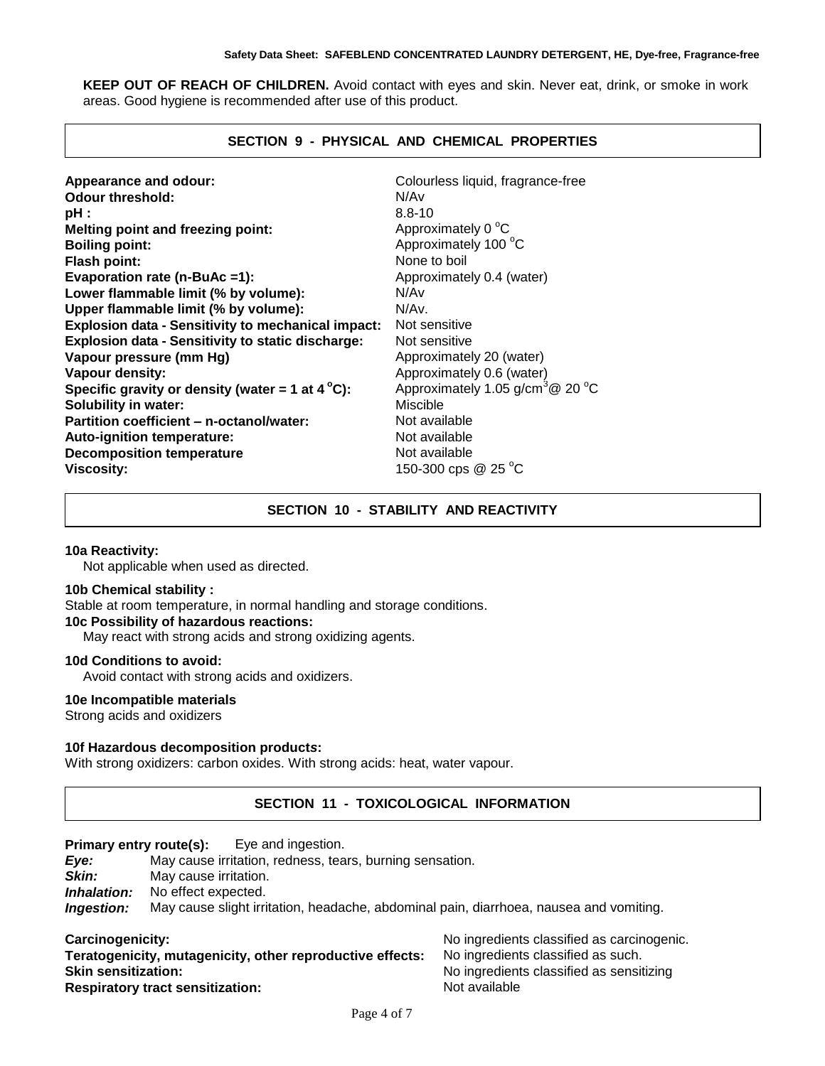**KEEP OUT OF REACH OF CHILDREN.** Avoid contact with eyes and skin. Never eat, drink, or smoke in work areas. Good hygiene is recommended after use of this product.

## SECTION 9 - PHYSICAL AND CHEMICAL PROPERTIES

| | |
|---|---|
| **Appearance and odour:** | Colourless liquid, fragrance-free |
| **Odour threshold:** | N/Av |
| **pH :** | 8.8-10 |
| **Melting point and freezing point:** | Approximately 0 °C |
| **Boiling point:** | Approximately 100 °C |
| **Flash point:** | None to boil |
| **Evaporation rate (n-BuAc =1):** | Approximately 0.4 (water) |
| **Lower flammable limit (% by volume):** | N/Av |
| **Upper flammable limit (% by volume):** | N/Av. |
| **Explosion data - Sensitivity to mechanical impact:** | Not sensitive |
| **Explosion data - Sensitivity to static discharge:** | Not sensitive |
| **Vapour pressure (mm Hg)** | Approximately 20 (water) |
| **Vapour density:** | Approximately 0.6 (water) |
| **Specific gravity or density (water = 1 at 4 °C):** | Approximately 1.05 g/cm$^3$@ 20 °C |
| **Solubility in water:** | Miscible |
| **Partition coefficient – n-octanol/water:** | Not available |
| **Auto-ignition temperature:** | Not available |
| **Decomposition temperature** | Not available |
| **Viscosity:** | 150-300 cps @ 25 °C |

## SECTION 10 - STABILITY AND REACTIVITY

**10a Reactivity:**

Not applicable when used as directed.

**10b Chemical stability :**

Stable at room temperature, in normal handling and storage conditions.

**10c Possibility of hazardous reactions:**

May react with strong acids and strong oxidizing agents.

**10d Conditions to avoid:**

Avoid contact with strong acids and oxidizers.

**10e Incompatible materials**

Strong acids and oxidizers

**10f Hazardous decomposition products:**

With strong oxidizers: carbon oxides. With strong acids: heat, water vapour.

## SECTION 11 - TOXICOLOGICAL INFORMATION

**Primary entry route(s):** Eye and ingestion.

***Eye:*** May cause irritation, redness, tears, burning sensation.
***Skin:*** May cause irritation.
***Inhalation:*** No effect expected.
***Ingestion:*** May cause slight irritation, headache, abdominal pain, diarrhoea, nausea and vomiting.

| | |
|---|---|
| **Carcinogenicity:** | No ingredients classified as carcinogenic. |
| **Teratogenicity, mutagenicity, other reproductive effects:** | No ingredients classified as such. |
| **Skin sensitization:** | No ingredients classified as sensitizing |
| **Respiratory tract sensitization:** | Not available |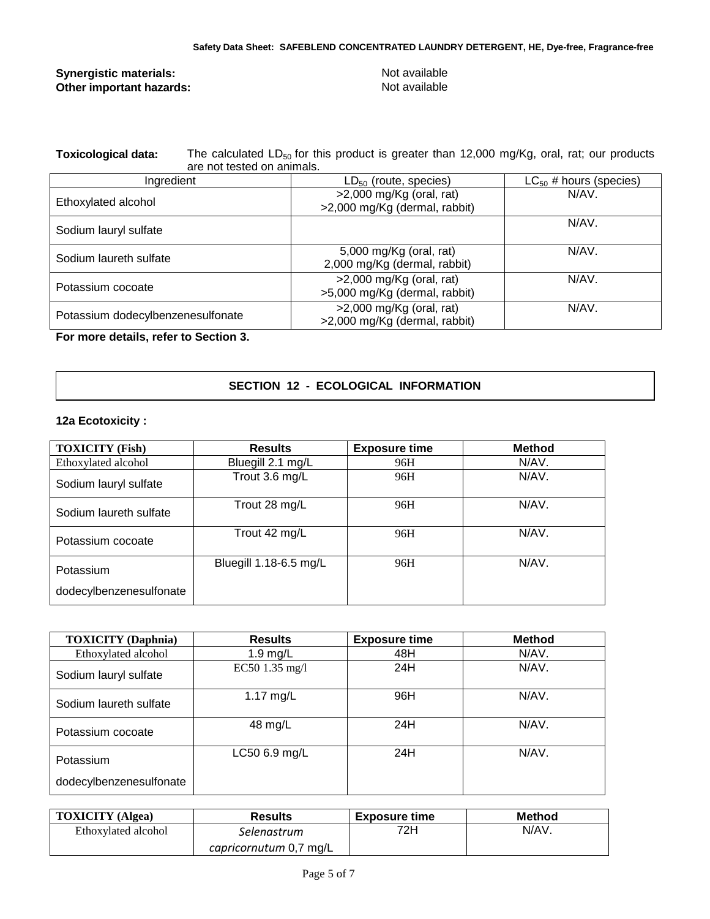**Synergistic materials:** Not available

**Other important hazards:** Not available

**Toxicological data:** The calculated $LD_{50}$ for this product is greater than 12,000 mg/Kg, oral, rat; our products are not tested on animals.

| Ingredient | $LD_{50}$ (route, species) | $LC_{50}$ # hours (species) |
|---|---|---|
| Ethoxylated alcohol | >2,000 mg/Kg (oral, rat)<br>>2,000 mg/Kg (dermal, rabbit) | N/AV. |
| Sodium lauryl sulfate | | N/AV. |
| Sodium laureth sulfate | 5,000 mg/Kg (oral, rat)<br>2,000 mg/Kg (dermal, rabbit) | N/AV. |
| Potassium cocoate | >2,000 mg/Kg (oral, rat)<br>>5,000 mg/Kg (dermal, rabbit) | N/AV. |
| Potassium dodecylbenzenesulfonate | >2,000 mg/Kg (oral, rat)<br>>2,000 mg/Kg (dermal, rabbit) | N/AV. |

**For more details, refer to Section 3.**

## SECTION 12 - ECOLOGICAL INFORMATION

**12a Ecotoxicity :**

| TOXICITY (Fish) | Results | Exposure time | Method |
|---|---|---|---|
| Ethoxylated alcohol | Bluegill 2.1 mg/L | 96H | N/AV. |
| Sodium lauryl sulfate | Trout 3.6 mg/L | 96H | N/AV. |
| Sodium laureth sulfate | Trout 28 mg/L | 96H | N/AV. |
| Potassium cocoate | Trout 42 mg/L | 96H | N/AV. |
| Potassium dodecylbenzenesulfonate | Bluegill 1.18-6.5 mg/L | 96H | N/AV. |

| TOXICITY (Daphnia) | Results | Exposure time | Method |
|---|---|---|---|
| Ethoxylated alcohol | 1.9 mg/L | 48H | N/AV. |
| Sodium lauryl sulfate | EC50 1.35 mg/l | 24H | N/AV. |
| Sodium laureth sulfate | 1.17 mg/L | 96H | N/AV. |
| Potassium cocoate | 48 mg/L | 24H | N/AV. |
| Potassium dodecylbenzenesulfonate | LC50 6.9 mg/L | 24H | N/AV. |

| TOXICITY (Algea) | Results | Exposure time | Method |
|---|---|---|---|
| Ethoxylated alcohol | *Selenastrum capricornutum* 0,7 mg/L | 72H | N/AV. |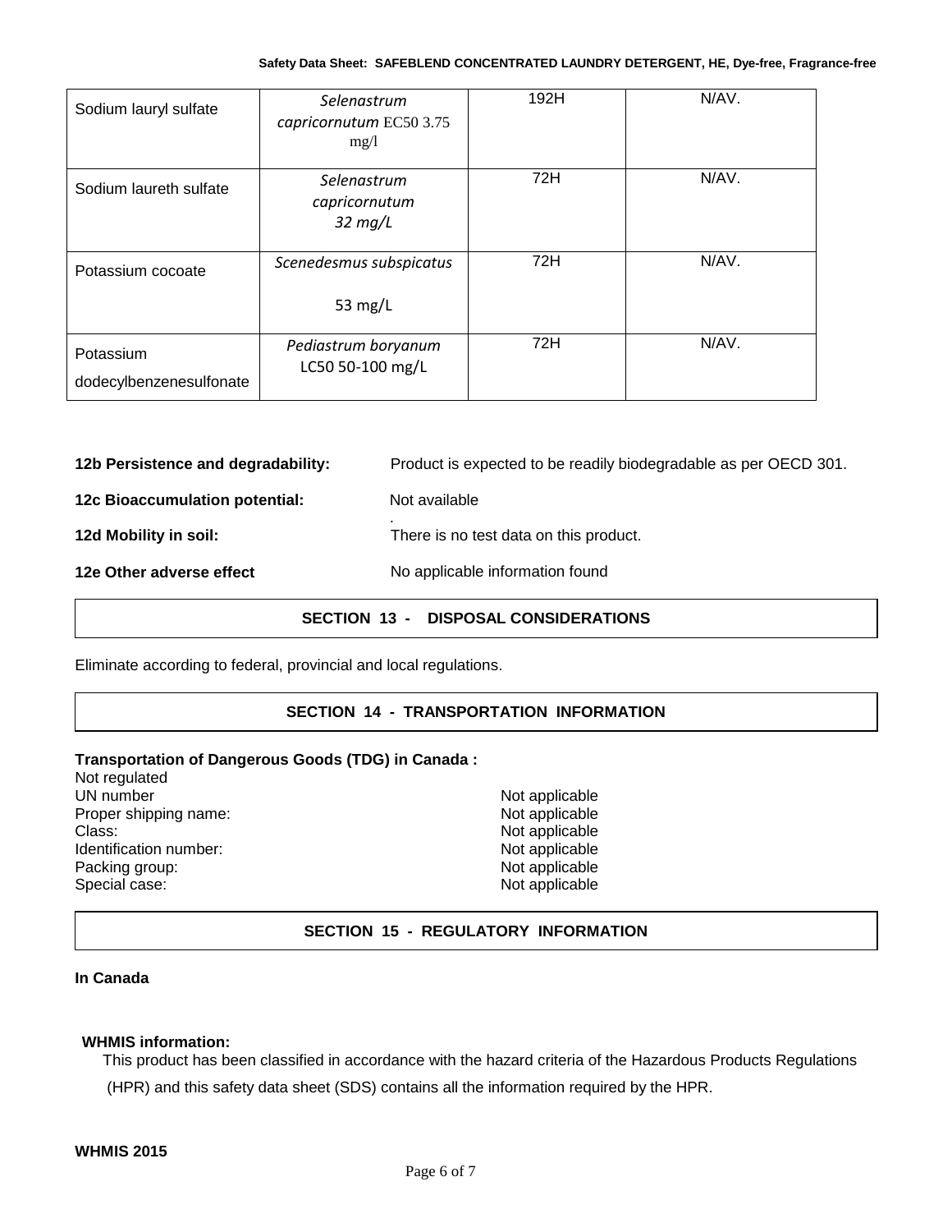| Sodium lauryl sulfate | *Selenastrum capricornutum* EC50 3.75 mg/l | 192H | N/AV. |
|---|---|---|---|
| Sodium laureth sulfate | *Selenastrum capricornutum 32 mg/L* | 72H | N/AV. |
| Potassium cocoate | *Scenedesmus subspicatus* 53 mg/L | 72H | N/AV. |
| Potassium dodecylbenzenesulfonate | *Pediastrum boryanum* LC50 50-100 mg/L | 72H | N/AV. |

**12b Persistence and degradability:** Product is expected to be readily biodegradable as per OECD 301.

**12c Bioaccumulation potential:** Not available

**12d Mobility in soil:** There is no test data on this product.

**12e Other adverse effect** No applicable information found

## SECTION 13 - DISPOSAL CONSIDERATIONS

Eliminate according to federal, provincial and local regulations.

## SECTION 14 - TRANSPORTATION INFORMATION

**Transportation of Dangerous Goods (TDG) in Canada :**

Not regulated

| | |
|---|---|
| UN number | Not applicable |
| Proper shipping name: | Not applicable |
| Class: | Not applicable |
| Identification number: | Not applicable |
| Packing group: | Not applicable |
| Special case: | Not applicable |

## SECTION 15 - REGULATORY INFORMATION

**In Canada**

**WHMIS information:**

This product has been classified in accordance with the hazard criteria of the Hazardous Products Regulations (HPR) and this safety data sheet (SDS) contains all the information required by the HPR.

**WHMIS 2015**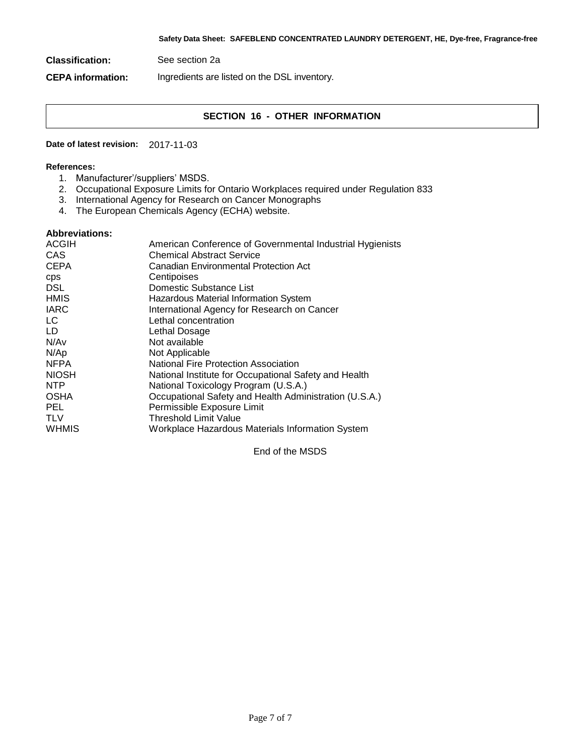**Classification:** See section 2a

**CEPA information:** Ingredients are listed on the DSL inventory.

## SECTION 16 - OTHER INFORMATION

**Date of latest revision:** 2017-11-03

**References:**

1. Manufacturer'/suppliers' MSDS.
2. Occupational Exposure Limits for Ontario Workplaces required under Regulation 833
3. International Agency for Research on Cancer Monographs
4. The European Chemicals Agency (ECHA) website.

**Abbreviations:**

| | |
|---|---|
| ACGIH | American Conference of Governmental Industrial Hygienists |
| CAS | Chemical Abstract Service |
| CEPA | Canadian Environmental Protection Act |
| cps | Centipoises |
| DSL | Domestic Substance List |
| HMIS | Hazardous Material Information System |
| IARC | International Agency for Research on Cancer |
| LC | Lethal concentration |
| LD | Lethal Dosage |
| N/Av | Not available |
| N/Ap | Not Applicable |
| NFPA | National Fire Protection Association |
| NIOSH | National Institute for Occupational Safety and Health |
| NTP | National Toxicology Program (U.S.A.) |
| OSHA | Occupational Safety and Health Administration (U.S.A.) |
| PEL | Permissible Exposure Limit |
| TLV | Threshold Limit Value |
| WHMIS | Workplace Hazardous Materials Information System |

End of the MSDS